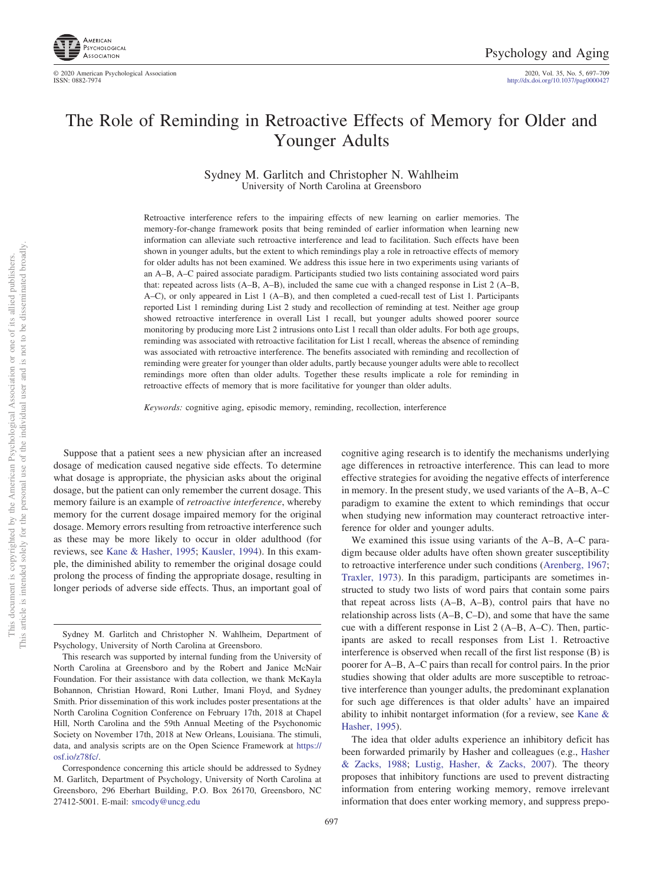# The Role of Reminding in Retroactive Effects of Memory for Older and Younger Adults

Sydney M. Garlitch and Christopher N. Wahlheim
University of North Carolina at Greensboro

Retroactive interference refers to the impairing effects of new learning on earlier memories. The memory-for-change framework posits that being reminded of earlier information when learning new information can alleviate such retroactive interference and lead to facilitation. Such effects have been shown in younger adults, but the extent to which remindings play a role in retroactive effects of memory for older adults has not been examined. We address this issue here in two experiments using variants of an A–B, A–C paired associate paradigm. Participants studied two lists containing associated word pairs that: repeated across lists (A–B, A–B), included the same cue with a changed response in List 2 (A–B, A–C), or only appeared in List 1 (A–B), and then completed a cued-recall test of List 1. Participants reported List 1 reminding during List 2 study and recollection of reminding at test. Neither age group showed retroactive interference in overall List 1 recall, but younger adults showed poorer source monitoring by producing more List 2 intrusions onto List 1 recall than older adults. For both age groups, reminding was associated with retroactive facilitation for List 1 recall, whereas the absence of reminding was associated with retroactive interference. The benefits associated with reminding and recollection of reminding were greater for younger than older adults, partly because younger adults were able to recollect remindings more often than older adults. Together these results implicate a role for reminding in retroactive effects of memory that is more facilitative for younger than older adults.

*Keywords:* cognitive aging, episodic memory, reminding, recollection, interference

Suppose that a patient sees a new physician after an increased dosage of medication caused negative side effects. To determine what dosage is appropriate, the physician asks about the original dosage, but the patient can only remember the current dosage. This memory failure is an example of *retroactive interference*, whereby memory for the current dosage impaired memory for the original dosage. Memory errors resulting from retroactive interference such as these may be more likely to occur in older adulthood (for reviews, see Kane & Hasher, 1995; Kausler, 1994). In this example, the diminished ability to remember the original dosage could prolong the process of finding the appropriate dosage, resulting in longer periods of adverse side effects. Thus, an important goal of cognitive aging research is to identify the mechanisms underlying age differences in retroactive interference. This can lead to more effective strategies for avoiding the negative effects of interference in memory. In the present study, we used variants of the A–B, A–C paradigm to examine the extent to which remindings that occur when studying new information may counteract retroactive interference for older and younger adults.

We examined this issue using variants of the A–B, A–C paradigm because older adults have often shown greater susceptibility to retroactive interference under such conditions (Arenberg, 1967; Traxler, 1973). In this paradigm, participants are sometimes instructed to study two lists of word pairs that contain some pairs that repeat across lists (A–B, A–B), control pairs that have no relationship across lists (A–B, C–D), and some that have the same cue with a different response in List 2 (A–B, A–C). Then, participants are asked to recall responses from List 1. Retroactive interference is observed when recall of the first list response (B) is poorer for A–B, A–C pairs than recall for control pairs. In the prior studies showing that older adults are more susceptible to retroactive interference than younger adults, the predominant explanation for such age differences is that older adults' have an impaired ability to inhibit nontarget information (for a review, see Kane & Hasher, 1995).

The idea that older adults experience an inhibitory deficit has been forwarded primarily by Hasher and colleagues (e.g., Hasher & Zacks, 1988; Lustig, Hasher, & Zacks, 2007). The theory proposes that inhibitory functions are used to prevent distracting information from entering working memory, remove irrelevant information that does enter working memory, and suppress prepo-

---

Sydney M. Garlitch and Christopher N. Wahlheim, Department of Psychology, University of North Carolina at Greensboro.

This research was supported by internal funding from the University of North Carolina at Greensboro and by the Robert and Janice McNair Foundation. For their assistance with data collection, we thank McKayla Bohannon, Christian Howard, Roni Luther, Imani Floyd, and Sydney Smith. Prior dissemination of this work includes poster presentations at the North Carolina Cognition Conference on February 17th, 2018 at Chapel Hill, North Carolina and the 59th Annual Meeting of the Psychonomic Society on November 17th, 2018 at New Orleans, Louisiana. The stimuli, data, and analysis scripts are on the Open Science Framework at https://osf.io/z78fc/.

Correspondence concerning this article should be addressed to Sydney M. Garlitch, Department of Psychology, University of North Carolina at Greensboro, 296 Eberhart Building, P.O. Box 26170, Greensboro, NC 27412-5001. E-mail: smcody@uncg.edu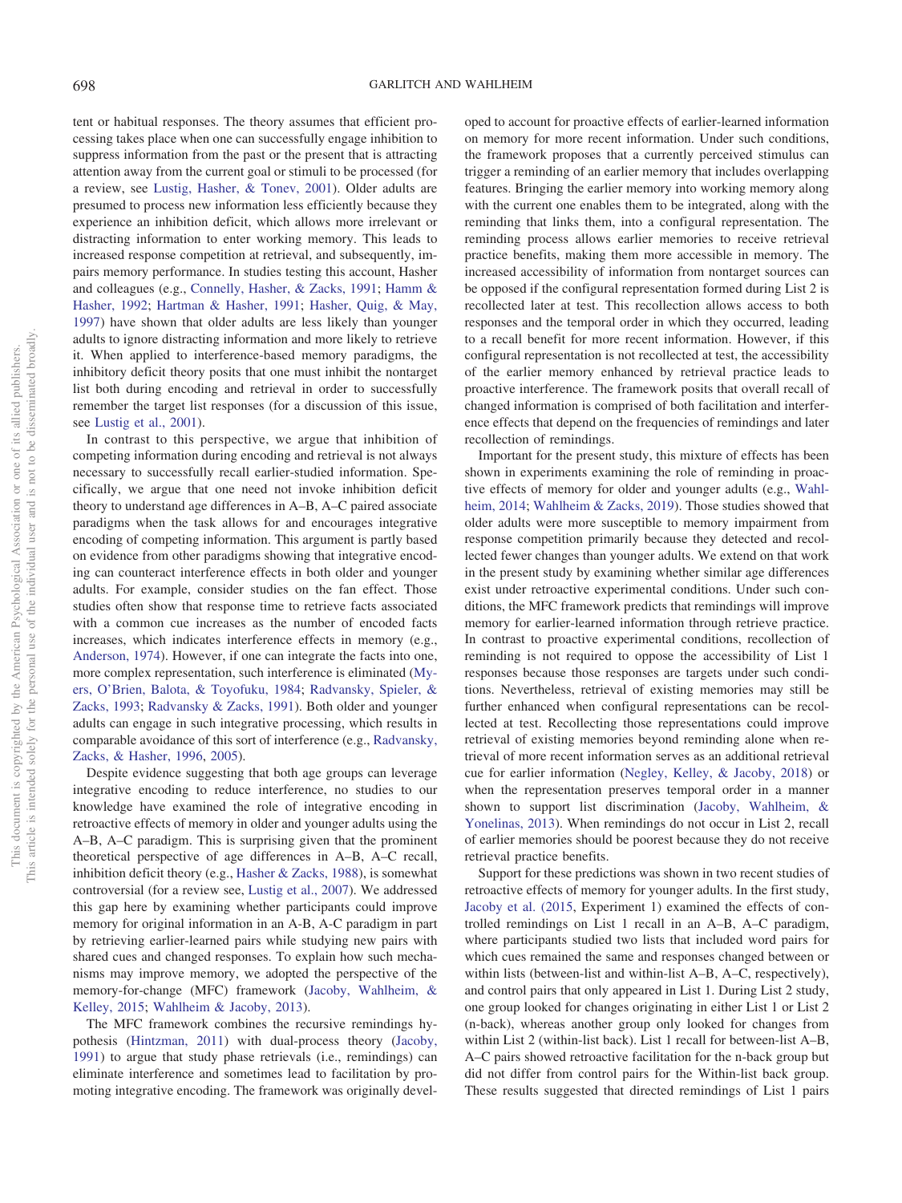tent or habitual responses. The theory assumes that efficient processing takes place when one can successfully engage inhibition to suppress information from the past or the present that is attracting attention away from the current goal or stimuli to be processed (for a review, see Lustig, Hasher, & Tonev, 2001). Older adults are presumed to process new information less efficiently because they experience an inhibition deficit, which allows more irrelevant or distracting information to enter working memory. This leads to increased response competition at retrieval, and subsequently, impairs memory performance. In studies testing this account, Hasher and colleagues (e.g., Connelly, Hasher, & Zacks, 1991; Hamm & Hasher, 1992; Hartman & Hasher, 1991; Hasher, Quig, & May, 1997) have shown that older adults are less likely than younger adults to ignore distracting information and more likely to retrieve it. When applied to interference-based memory paradigms, the inhibitory deficit theory posits that one must inhibit the nontarget list both during encoding and retrieval in order to successfully remember the target list responses (for a discussion of this issue, see Lustig et al., 2001).

In contrast to this perspective, we argue that inhibition of competing information during encoding and retrieval is not always necessary to successfully recall earlier-studied information. Specifically, we argue that one need not invoke inhibition deficit theory to understand age differences in A–B, A–C paired associate paradigms when the task allows for and encourages integrative encoding of competing information. This argument is partly based on evidence from other paradigms showing that integrative encoding can counteract interference effects in both older and younger adults. For example, consider studies on the fan effect. Those studies often show that response time to retrieve facts associated with a common cue increases as the number of encoded facts increases, which indicates interference effects in memory (e.g., Anderson, 1974). However, if one can integrate the facts into one, more complex representation, such interference is eliminated (Myers, O'Brien, Balota, & Toyofuku, 1984; Radvansky, Spieler, & Zacks, 1993; Radvansky & Zacks, 1991). Both older and younger adults can engage in such integrative processing, which results in comparable avoidance of this sort of interference (e.g., Radvansky, Zacks, & Hasher, 1996, 2005).

Despite evidence suggesting that both age groups can leverage integrative encoding to reduce interference, no studies to our knowledge have examined the role of integrative encoding in retroactive effects of memory in older and younger adults using the A–B, A–C paradigm. This is surprising given that the prominent theoretical perspective of age differences in A–B, A–C recall, inhibition deficit theory (e.g., Hasher & Zacks, 1988), is somewhat controversial (for a review see, Lustig et al., 2007). We addressed this gap here by examining whether participants could improve memory for original information in an A-B, A-C paradigm in part by retrieving earlier-learned pairs while studying new pairs with shared cues and changed responses. To explain how such mechanisms may improve memory, we adopted the perspective of the memory-for-change (MFC) framework (Jacoby, Wahlheim, & Kelley, 2015; Wahlheim & Jacoby, 2013).

The MFC framework combines the recursive remindings hypothesis (Hintzman, 2011) with dual-process theory (Jacoby, 1991) to argue that study phase retrievals (i.e., remindings) can eliminate interference and sometimes lead to facilitation by promoting integrative encoding. The framework was originally developed to account for proactive effects of earlier-learned information on memory for more recent information. Under such conditions, the framework proposes that a currently perceived stimulus can trigger a reminding of an earlier memory that includes overlapping features. Bringing the earlier memory into working memory along with the current one enables them to be integrated, along with the reminding that links them, into a configural representation. The reminding process allows earlier memories to receive retrieval practice benefits, making them more accessible in memory. The increased accessibility of information from nontarget sources can be opposed if the configural representation formed during List 2 is recollected later at test. This recollection allows access to both responses and the temporal order in which they occurred, leading to a recall benefit for more recent information. However, if this configural representation is not recollected at test, the accessibility of the earlier memory enhanced by retrieval practice leads to proactive interference. The framework posits that overall recall of changed information is comprised of both facilitation and interference effects that depend on the frequencies of remindings and later recollection of remindings.

Important for the present study, this mixture of effects has been shown in experiments examining the role of reminding in proactive effects of memory for older and younger adults (e.g., Wahlheim, 2014; Wahlheim & Zacks, 2019). Those studies showed that older adults were more susceptible to memory impairment from response competition primarily because they detected and recollected fewer changes than younger adults. We extend on that work in the present study by examining whether similar age differences exist under retroactive experimental conditions. Under such conditions, the MFC framework predicts that remindings will improve memory for earlier-learned information through retrieve practice. In contrast to proactive experimental conditions, recollection of reminding is not required to oppose the accessibility of List 1 responses because those responses are targets under such conditions. Nevertheless, retrieval of existing memories may still be further enhanced when configural representations can be recollected at test. Recollecting those representations could improve retrieval of existing memories beyond reminding alone when retrieval of more recent information serves as an additional retrieval cue for earlier information (Negley, Kelley, & Jacoby, 2018) or when the representation preserves temporal order in a manner shown to support list discrimination (Jacoby, Wahlheim, & Yonelinas, 2013). When remindings do not occur in List 2, recall of earlier memories should be poorest because they do not receive retrieval practice benefits.

Support for these predictions was shown in two recent studies of retroactive effects of memory for younger adults. In the first study, Jacoby et al. (2015, Experiment 1) examined the effects of controlled remindings on List 1 recall in an A–B, A–C paradigm, where participants studied two lists that included word pairs for which cues remained the same and responses changed between or within lists (between-list and within-list A–B, A–C, respectively), and control pairs that only appeared in List 1. During List 2 study, one group looked for changes originating in either List 1 or List 2 (n-back), whereas another group only looked for changes from within List 2 (within-list back). List 1 recall for between-list A–B, A–C pairs showed retroactive facilitation for the n-back group but did not differ from control pairs for the Within-list back group. These results suggested that directed remindings of List 1 pairs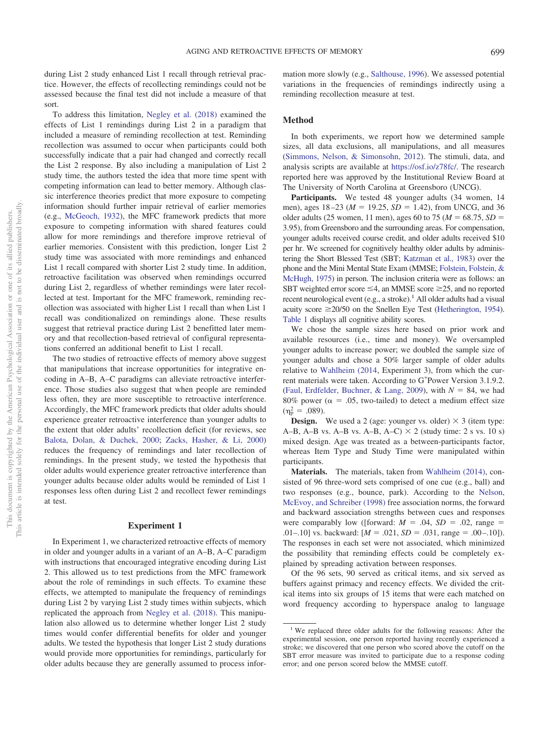during List 2 study enhanced List 1 recall through retrieval practice. However, the effects of recollecting remindings could not be assessed because the final test did not include a measure of that sort.

To address this limitation, Negley et al. (2018) examined the effects of List 1 remindings during List 2 in a paradigm that included a measure of reminding recollection at test. Reminding recollection was assumed to occur when participants could both successfully indicate that a pair had changed and correctly recall the List 2 response. By also including a manipulation of List 2 study time, the authors tested the idea that more time spent with competing information can lead to better memory. Although classic interference theories predict that more exposure to competing information should further impair retrieval of earlier memories (e.g., McGeoch, 1932), the MFC framework predicts that more exposure to competing information with shared features could allow for more remindings and therefore improve retrieval of earlier memories. Consistent with this prediction, longer List 2 study time was associated with more remindings and enhanced List 1 recall compared with shorter List 2 study time. In addition, retroactive facilitation was observed when remindings occurred during List 2, regardless of whether remindings were later recollected at test. Important for the MFC framework, reminding recollection was associated with higher List 1 recall than when List 1 recall was conditionalized on remindings alone. These results suggest that retrieval practice during List 2 benefitted later memory and that recollection-based retrieval of configural representations conferred an additional benefit to List 1 recall.

The two studies of retroactive effects of memory above suggest that manipulations that increase opportunities for integrative encoding in A–B, A–C paradigms can alleviate retroactive interference. Those studies also suggest that when people are reminded less often, they are more susceptible to retroactive interference. Accordingly, the MFC framework predicts that older adults should experience greater retroactive interference than younger adults to the extent that older adults' recollection deficit (for reviews, see Balota, Dolan, & Duchek, 2000; Zacks, Hasher, & Li, 2000) reduces the frequency of remindings and later recollection of remindings. In the present study, we tested the hypothesis that older adults would experience greater retroactive interference than younger adults because older adults would be reminded of List 1 responses less often during List 2 and recollect fewer remindings at test.

## Experiment 1

In Experiment 1, we characterized retroactive effects of memory in older and younger adults in a variant of an A–B, A–C paradigm with instructions that encouraged integrative encoding during List 2. This allowed us to test predictions from the MFC framework about the role of remindings in such effects. To examine these effects, we attempted to manipulate the frequency of remindings during List 2 by varying List 2 study times within subjects, which replicated the approach from Negley et al. (2018). This manipulation also allowed us to determine whether longer List 2 study times would confer differential benefits for older and younger adults. We tested the hypothesis that longer List 2 study durations would provide more opportunities for remindings, particularly for older adults because they are generally assumed to process information more slowly (e.g., Salthouse, 1996). We assessed potential variations in the frequencies of remindings indirectly using a reminding recollection measure at test.

### Method

In both experiments, we report how we determined sample sizes, all data exclusions, all manipulations, and all measures (Simmons, Nelson, & Simonsohn, 2012). The stimuli, data, and analysis scripts are available at https://osf.io/z78fc/. The research reported here was approved by the Institutional Review Board at The University of North Carolina at Greensboro (UNCG).

**Participants.** We tested 48 younger adults (34 women, 14 men), ages 18–23 ($M$ = 19.25, $SD$ = 1.42), from UNCG, and 36 older adults (25 women, 11 men), ages 60 to 75 ($M$ = 68.75, $SD$ = 3.95), from Greensboro and the surrounding areas. For compensation, younger adults received course credit, and older adults received $10 per hr. We screened for cognitively healthy older adults by administering the Short Blessed Test (SBT; Katzman et al., 1983) over the phone and the Mini Mental State Exam (MMSE; Folstein, Folstein, & McHugh, 1975) in person. The inclusion criteria were as follows: an SBT weighted error score ≤4, an MMSE score ≥25, and no reported recent neurological event (e.g., a stroke).[1] All older adults had a visual acuity score ≥20/50 on the Snellen Eye Test (Hetherington, 1954). Table 1 displays all cognitive ability scores.

We chose the sample sizes here based on prior work and available resources (i.e., time and money). We oversampled younger adults to increase power; we doubled the sample size of younger adults and chose a 50% larger sample of older adults relative to Wahlheim (2014, Experiment 3), from which the current materials were taken. According to G*Power Version 3.1.9.2. (Faul, Erdfelder, Buchner, & Lang, 2009), with $N$ = 84, we had 80% power ($\alpha$ = .05, two-tailed) to detect a medium effect size ($\eta_p^2$ = .089).

**Design.** We used a 2 (age: younger vs. older) × 3 (item type: A–B, A–B vs. A–B vs. A–B, A–C) × 2 (study time: 2 s vs. 10 s) mixed design. Age was treated as a between-participants factor, whereas Item Type and Study Time were manipulated within participants.

**Materials.** The materials, taken from Wahlheim (2014), consisted of 96 three-word sets comprised of one cue (e.g., ball) and two responses (e.g., bounce, park). According to the Nelson, McEvoy, and Schreiber (1998) free association norms, the forward and backward association strengths between cues and responses were comparably low ([forward: $M$ = .04, $SD$ = .02, range = .01–.10] vs. backward: [$M$ = .021, $SD$ = .031, range = .00–.10]). The responses in each set were not associated, which minimized the possibility that reminding effects could be completely explained by spreading activation between responses.

Of the 96 sets, 90 served as critical items, and six served as buffers against primacy and recency effects. We divided the critical items into six groups of 15 items that were each matched on word frequency according to hyperspace analog to language

[1] We replaced three older adults for the following reasons: After the experimental session, one person reported having recently experienced a stroke; we discovered that one person who scored above the cutoff on the SBT error measure was invited to participate due to a response coding error; and one person scored below the MMSE cutoff.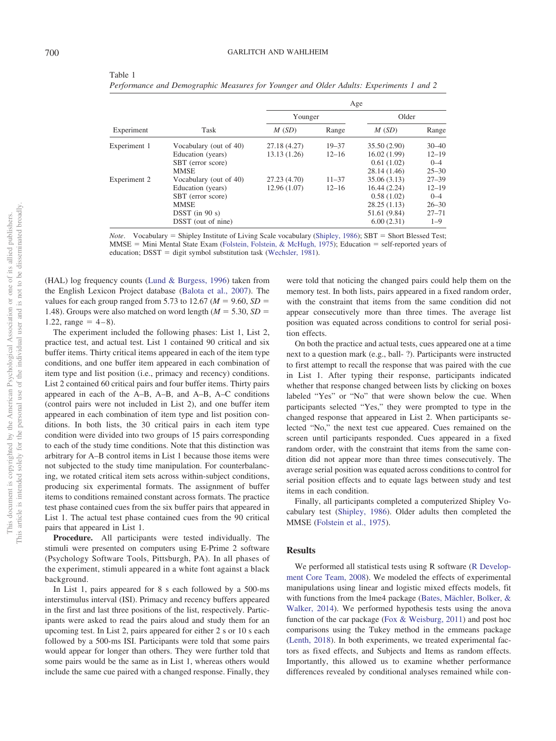Table 1
*Performance and Demographic Measures for Younger and Older Adults: Experiments 1 and 2*

| Experiment | Task | Younger *M* (*SD*) | Younger Range | Older *M* (*SD*) | Older Range |
|---|---|---|---|---|---|
| Experiment 1 | Vocabulary (out of 40) | 27.18 (4.27) | 19–37 | 35.50 (2.90) | 30–40 |
| | Education (years) | 13.13 (1.26) | 12–16 | 16.02 (1.99) | 12–19 |
| | SBT (error score) | | | 0.61 (1.02) | 0–4 |
| | MMSE | | | 28.14 (1.46) | 25–30 |
| Experiment 2 | Vocabulary (out of 40) | 27.23 (4.70) | 11–37 | 35.06 (3.13) | 27–39 |
| | Education (years) | 12.96 (1.07) | 12–16 | 16.44 (2.24) | 12–19 |
| | SBT (error score) | | | 0.58 (1.02) | 0–4 |
| | MMSE | | | 28.25 (1.13) | 26–30 |
| | DSST (in 90 s) | | | 51.61 (9.84) | 27–71 |
| | DSST (out of nine) | | | 6.00 (2.31) | 1–9 |

*Note*. Vocabulary = Shipley Institute of Living Scale vocabulary (Shipley, 1986); SBT = Short Blessed Test; MMSE = Mini Mental State Exam (Folstein, Folstein, & McHugh, 1975); Education = self-reported years of education; DSST = digit symbol substitution task (Wechsler, 1981).

(HAL) log frequency counts (Lund & Burgess, 1996) taken from the English Lexicon Project database (Balota et al., 2007). The values for each group ranged from 5.73 to 12.67 ($M = 9.60$, $SD = 1.48$). Groups were also matched on word length ($M = 5.30$, $SD = 1.22$, range = 4–8).

The experiment included the following phases: List 1, List 2, practice test, and actual test. List 1 contained 90 critical and six buffer items. Thirty critical items appeared in each of the item type conditions, and one buffer item appeared in each combination of item type and list position (i.e., primacy and recency) conditions. List 2 contained 60 critical pairs and four buffer items. Thirty pairs appeared in each of the A–B, A–B, and A–B, A–C conditions (control pairs were not included in List 2), and one buffer item appeared in each combination of item type and list position conditions. In both lists, the 30 critical pairs in each item type condition were divided into two groups of 15 pairs corresponding to each of the study time conditions. Note that this distinction was arbitrary for A–B control items in List 1 because those items were not subjected to the study time manipulation. For counterbalancing, we rotated critical item sets across within-subject conditions, producing six experimental formats. The assignment of buffer items to conditions remained constant across formats. The practice test phase contained cues from the six buffer pairs that appeared in List 1. The actual test phase contained cues from the 90 critical pairs that appeared in List 1.

**Procedure.** All participants were tested individually. The stimuli were presented on computers using E-Prime 2 software (Psychology Software Tools, Pittsburgh, PA). In all phases of the experiment, stimuli appeared in a white font against a black background.

In List 1, pairs appeared for 8 s each followed by a 500-ms interstimulus interval (ISI). Primacy and recency buffers appeared in the first and last three positions of the list, respectively. Participants were asked to read the pairs aloud and study them for an upcoming test. In List 2, pairs appeared for either 2 s or 10 s each followed by a 500-ms ISI. Participants were told that some pairs would appear for longer than others. They were further told that some pairs would be the same as in List 1, whereas others would include the same cue paired with a changed response. Finally, they were told that noticing the changed pairs could help them on the memory test. In both lists, pairs appeared in a fixed random order, with the constraint that items from the same condition did not appear consecutively more than three times. The average list position was equated across conditions to control for serial position effects.

On both the practice and actual tests, cues appeared one at a time next to a question mark (e.g., ball- ?). Participants were instructed to first attempt to recall the response that was paired with the cue in List 1. After typing their response, participants indicated whether that response changed between lists by clicking on boxes labeled "Yes" or "No" that were shown below the cue. When participants selected "Yes," they were prompted to type in the changed response that appeared in List 2. When participants selected "No," the next test cue appeared. Cues remained on the screen until participants responded. Cues appeared in a fixed random order, with the constraint that items from the same condition did not appear more than three times consecutively. The average serial position was equated across conditions to control for serial position effects and to equate lags between study and test items in each condition.

Finally, all participants completed a computerized Shipley Vocabulary test (Shipley, 1986). Older adults then completed the MMSE (Folstein et al., 1975).

## Results

We performed all statistical tests using R software (R Development Core Team, 2008). We modeled the effects of experimental manipulations using linear and logistic mixed effects models, fit with functions from the lme4 package (Bates, Mächler, Bolker, & Walker, 2014). We performed hypothesis tests using the anova function of the car package (Fox & Weisburg, 2011) and post hoc comparisons using the Tukey method in the emmeans package (Lenth, 2018). In both experiments, we treated experimental factors as fixed effects, and Subjects and Items as random effects. Importantly, this allowed us to examine whether performance differences revealed by conditional analyses remained while con-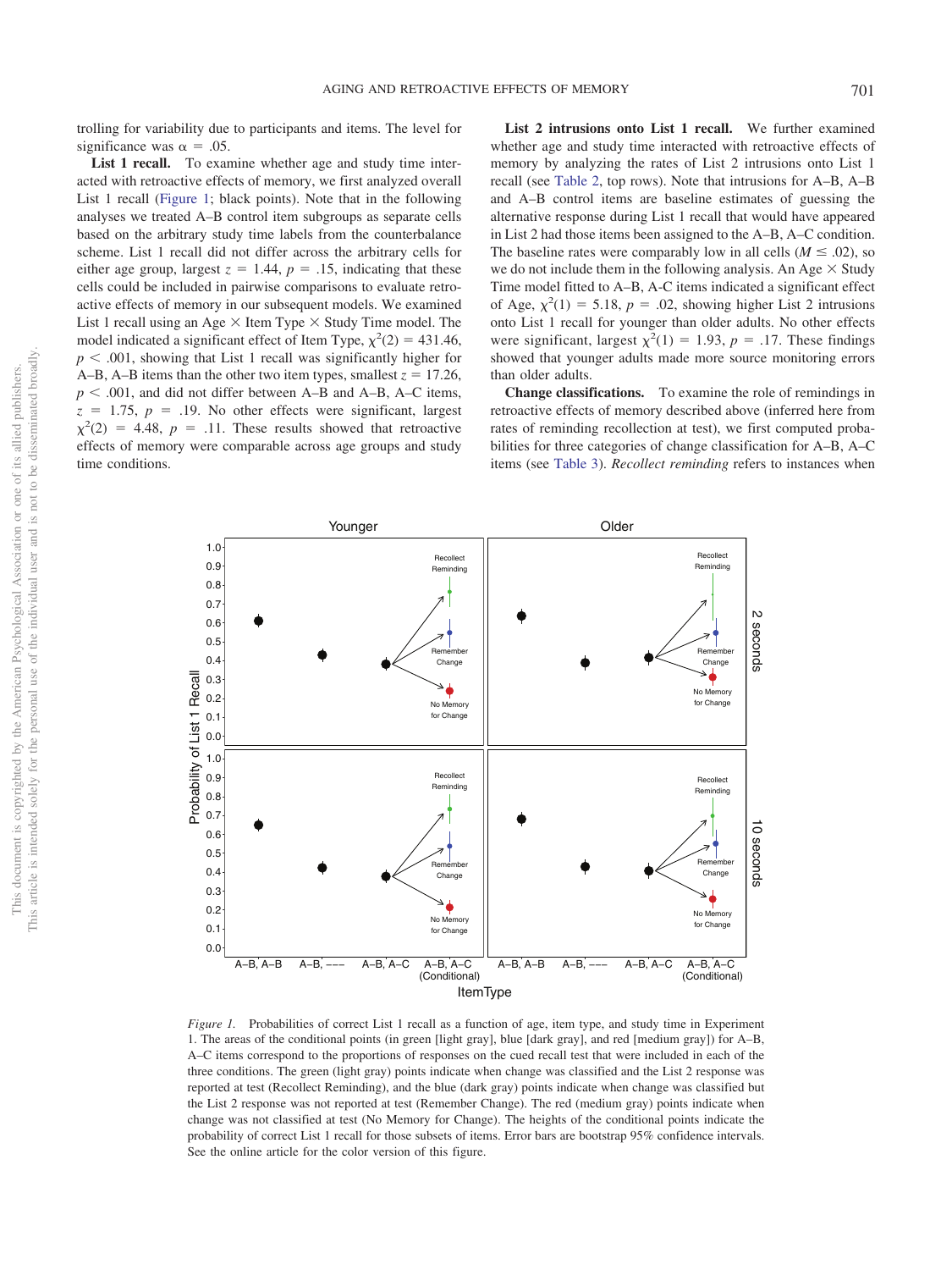trolling for variability due to participants and items. The level for significance was $\alpha = .05$.

**List 1 recall.** To examine whether age and study time interacted with retroactive effects of memory, we first analyzed overall List 1 recall (Figure 1; black points). Note that in the following analyses we treated A–B control item subgroups as separate cells based on the arbitrary study time labels from the counterbalance scheme. List 1 recall did not differ across the arbitrary cells for either age group, largest $z = 1.44$, $p = .15$, indicating that these cells could be included in pairwise comparisons to evaluate retroactive effects of memory in our subsequent models. We examined List 1 recall using an Age × Item Type × Study Time model. The model indicated a significant effect of Item Type, $\chi^2(2) = 431.46$, $p < .001$, showing that List 1 recall was significantly higher for A–B, A–B items than the other two item types, smallest $z = 17.26$, $p < .001$, and did not differ between A–B and A–B, A–C items, $z = 1.75$, $p = .19$. No other effects were significant, largest $\chi^2(2) = 4.48$, $p = .11$. These results showed that retroactive effects of memory were comparable across age groups and study time conditions.

**List 2 intrusions onto List 1 recall.** We further examined whether age and study time interacted with retroactive effects of memory by analyzing the rates of List 2 intrusions onto List 1 recall (see Table 2, top rows). Note that intrusions for A–B, A–B and A–B control items are baseline estimates of guessing the alternative response during List 1 recall that would have appeared in List 2 had those items been assigned to the A–B, A–C condition. The baseline rates were comparably low in all cells ($M \leq .02$), so we do not include them in the following analysis. An Age × Study Time model fitted to A–B, A-C items indicated a significant effect of Age, $\chi^2(1) = 5.18$, $p = .02$, showing higher List 2 intrusions onto List 1 recall for younger than older adults. No other effects were significant, largest $\chi^2(1) = 1.93$, $p = .17$. These findings showed that younger adults made more source monitoring errors than older adults.

**Change classifications.** To examine the role of remindings in retroactive effects of memory described above (inferred here from rates of reminding recollection at test), we first computed probabilities for three categories of change classification for A–B, A–C items (see Table 3). *Recollect reminding* refers to instances when

*Figure 1.* Probabilities of correct List 1 recall as a function of age, item type, and study time in Experiment 1. The areas of the conditional points (in green [light gray], blue [dark gray], and red [medium gray]) for A–B, A–C items correspond to the proportions of responses on the cued recall test that were included in each of the three conditions. The green (light gray) points indicate when change was classified and the List 2 response was reported at test (Recollect Reminding), and the blue (dark gray) points indicate when change was classified but the List 2 response was not reported at test (Remember Change). The red (medium gray) points indicate when change was not classified at test (No Memory for Change). The heights of the conditional points indicate the probability of correct List 1 recall for those subsets of items. Error bars are bootstrap 95% confidence intervals. See the online article for the color version of this figure.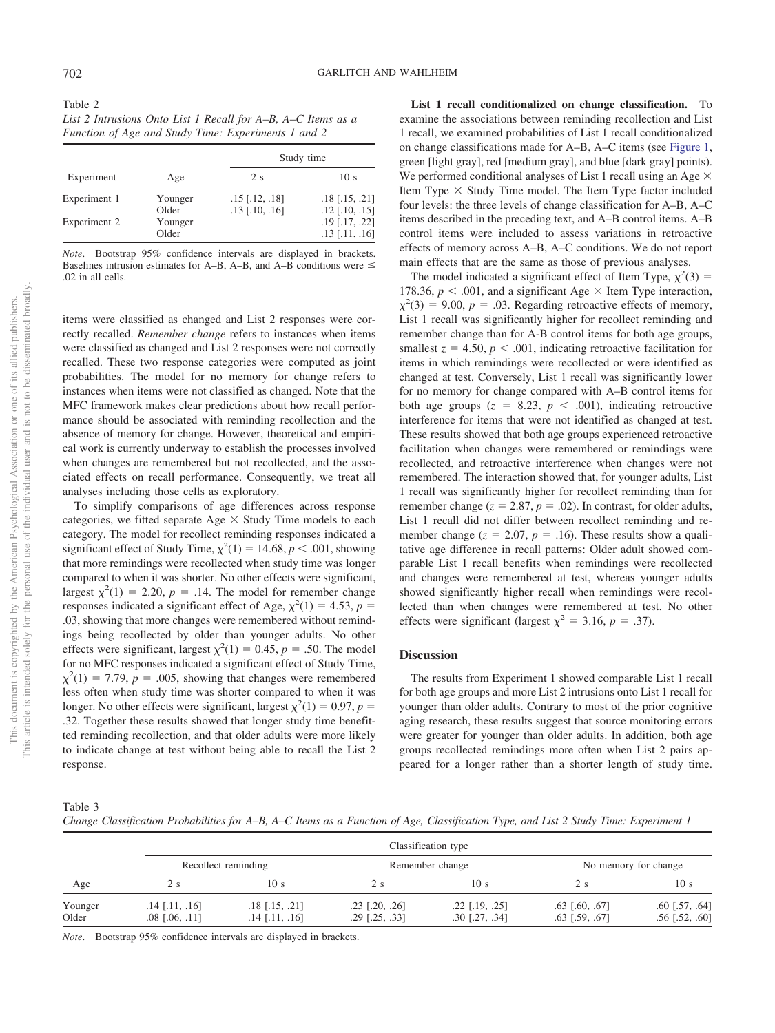Table 2
*List 2 Intrusions Onto List 1 Recall for A–B, A–C Items as a Function of Age and Study Time: Experiments 1 and 2*

| Experiment | Age | Study time | |
|---|---|---|---|
| | | 2 s | 10 s |
| Experiment 1 | Younger | .15 [.12, .18] | .18 [.15, .21] |
| | Older | .13 [.10, .16] | .12 [.10, .15] |
| Experiment 2 | Younger | | .19 [.17, .22] |
| | Older | | .13 [.11, .16] |

*Note*. Bootstrap 95% confidence intervals are displayed in brackets. Baselines intrusion estimates for A–B, A–B, and A–B conditions were ≤ .02 in all cells.

items were classified as changed and List 2 responses were correctly recalled. *Remember change* refers to instances when items were classified as changed and List 2 responses were not correctly recalled. These two response categories were computed as joint probabilities. The model for no memory for change refers to instances when items were not classified as changed. Note that the MFC framework makes clear predictions about how recall performance should be associated with reminding recollection and the absence of memory for change. However, theoretical and empirical work is currently underway to establish the processes involved when changes are remembered but not recollected, and the associated effects on recall performance. Consequently, we treat all analyses including those cells as exploratory.

To simplify comparisons of age differences across response categories, we fitted separate Age × Study Time models to each category. The model for recollect reminding responses indicated a significant effect of Study Time, $\chi^2(1) = 14.68$, $p < .001$, showing that more remindings were recollected when study time was longer compared to when it was shorter. No other effects were significant, largest $\chi^2(1) = 2.20$, $p = .14$. The model for remember change responses indicated a significant effect of Age, $\chi^2(1) = 4.53$, $p = .03$, showing that more changes were remembered without remindings being recollected by older than younger adults. No other effects were significant, largest $\chi^2(1) = 0.45$, $p = .50$. The model for no MFC responses indicated a significant effect of Study Time, $\chi^2(1) = 7.79$, $p = .005$, showing that changes were remembered less often when study time was shorter compared to when it was longer. No other effects were significant, largest $\chi^2(1) = 0.97$, $p = .32$. Together these results showed that longer study time benefitted reminding recollection, and that older adults were more likely to indicate change at test without being able to recall the List 2 response.

**List 1 recall conditionalized on change classification.** To examine the associations between reminding recollection and List 1 recall, we examined probabilities of List 1 recall conditionalized on change classifications made for A–B, A–C items (see Figure 1, green [light gray], red [medium gray], and blue [dark gray] points). We performed conditional analyses of List 1 recall using an Age × Item Type × Study Time model. The Item Type factor included four levels: the three levels of change classification for A–B, A–C items described in the preceding text, and A–B control items. A–B control items were included to assess variations in retroactive effects of memory across A–B, A–C conditions. We do not report main effects that are the same as those of previous analyses.

The model indicated a significant effect of Item Type, $\chi^2(3) = 178.36$, $p < .001$, and a significant Age × Item Type interaction, $\chi^2(3) = 9.00$, $p = .03$. Regarding retroactive effects of memory, List 1 recall was significantly higher for recollect reminding and remember change than for A-B control items for both age groups, smallest $z = 4.50$, $p < .001$, indicating retroactive facilitation for items in which remindings were recollected or were identified as changed at test. Conversely, List 1 recall was significantly lower for no memory for change compared with A–B control items for both age groups ($z = 8.23$, $p < .001$), indicating retroactive interference for items that were not identified as changed at test. These results showed that both age groups experienced retroactive facilitation when changes were remembered or remindings were recollected, and retroactive interference when changes were not remembered. The interaction showed that, for younger adults, List 1 recall was significantly higher for recollect reminding than for remember change ($z = 2.87$, $p = .02$). In contrast, for older adults, List 1 recall did not differ between recollect reminding and remember change ($z = 2.07$, $p = .16$). These results show a qualitative age difference in recall patterns: Older adult showed comparable List 1 recall benefits when remindings were recollected and changes were remembered at test, whereas younger adults showed significantly higher recall when remindings were recollected than when changes were remembered at test. No other effects were significant (largest $\chi^2 = 3.16$, $p = .37$).

## Discussion

The results from Experiment 1 showed comparable List 1 recall for both age groups and more List 2 intrusions onto List 1 recall for younger than older adults. Contrary to most of the prior cognitive aging research, these results suggest that source monitoring errors were greater for younger than older adults. In addition, both age groups recollected remindings more often when List 2 pairs appeared for a longer rather than a shorter length of study time.

Table 3
*Change Classification Probabilities for A–B, A–C Items as a Function of Age, Classification Type, and List 2 Study Time: Experiment 1*

| Age | Recollect reminding | | Remember change | | No memory for change | |
|---|---|---|---|---|---|---|
| | 2 s | 10 s | 2 s | 10 s | 2 s | 10 s |
| Younger | .14 [.11, .16] | .18 [.15, .21] | .23 [.20, .26] | .22 [.19, .25] | .63 [.60, .67] | .60 [.57, .64] |
| Older | .08 [.06, .11] | .14 [.11, .16] | .29 [.25, .33] | .30 [.27, .34] | .63 [.59, .67] | .56 [.52, .60] |

*Note*. Bootstrap 95% confidence intervals are displayed in brackets.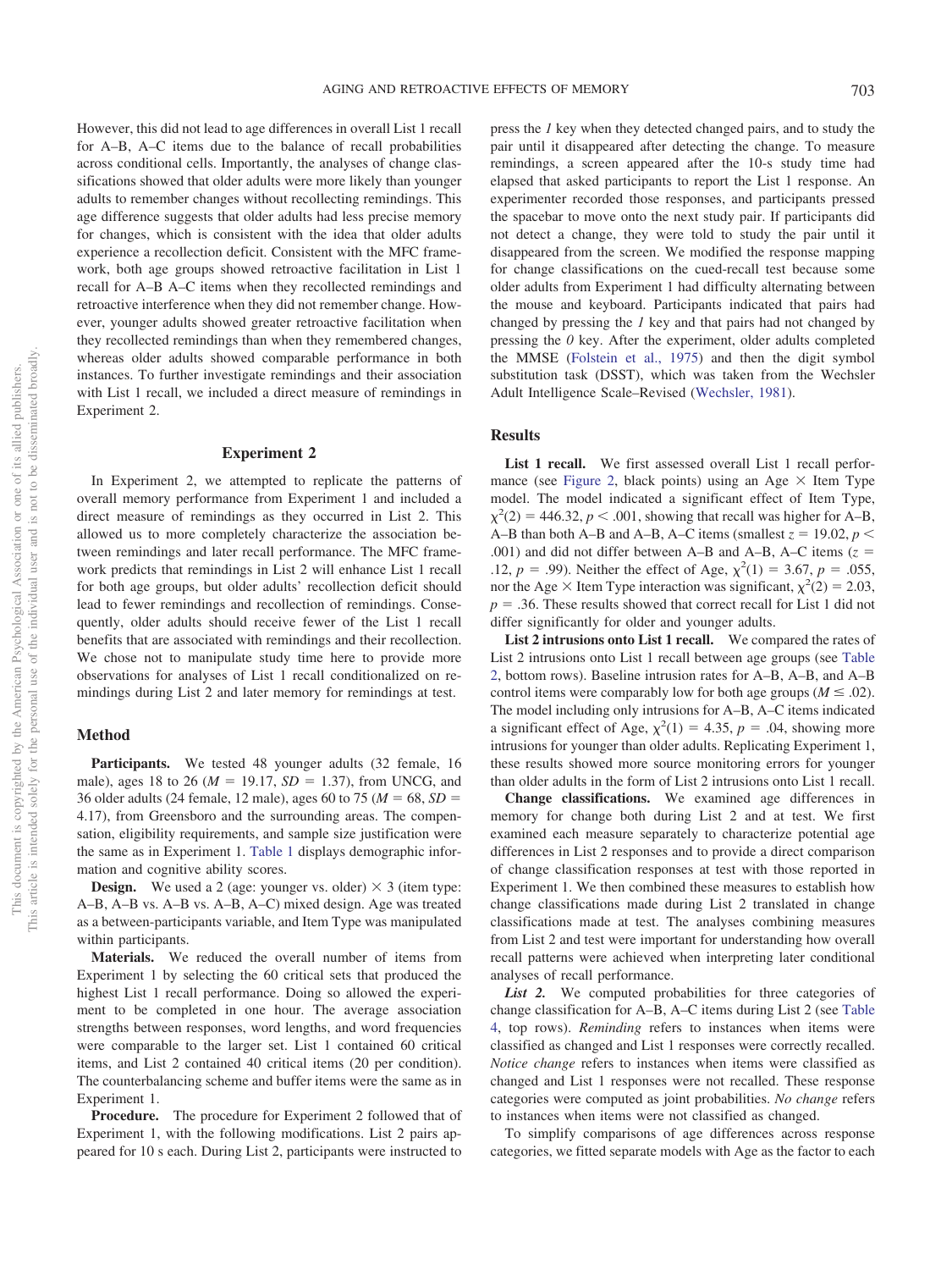However, this did not lead to age differences in overall List 1 recall for A–B, A–C items due to the balance of recall probabilities across conditional cells. Importantly, the analyses of change classifications showed that older adults were more likely than younger adults to remember changes without recollecting remindings. This age difference suggests that older adults had less precise memory for changes, which is consistent with the idea that older adults experience a recollection deficit. Consistent with the MFC framework, both age groups showed retroactive facilitation in List 1 recall for A–B A–C items when they recollected remindings and retroactive interference when they did not remember change. However, younger adults showed greater retroactive facilitation when they recollected remindings than when they remembered changes, whereas older adults showed comparable performance in both instances. To further investigate remindings and their association with List 1 recall, we included a direct measure of remindings in Experiment 2.

## Experiment 2

In Experiment 2, we attempted to replicate the patterns of overall memory performance from Experiment 1 and included a direct measure of remindings as they occurred in List 2. This allowed us to more completely characterize the association between remindings and later recall performance. The MFC framework predicts that remindings in List 2 will enhance List 1 recall for both age groups, but older adults' recollection deficit should lead to fewer remindings and recollection of remindings. Consequently, older adults should receive fewer of the List 1 recall benefits that are associated with remindings and their recollection. We chose not to manipulate study time here to provide more observations for analyses of List 1 recall conditionalized on remindings during List 2 and later memory for remindings at test.

### Method

**Participants.** We tested 48 younger adults (32 female, 16 male), ages 18 to 26 ($M = 19.17$, $SD = 1.37$), from UNCG, and 36 older adults (24 female, 12 male), ages 60 to 75 ($M = 68$, $SD = 4.17$), from Greensboro and the surrounding areas. The compensation, eligibility requirements, and sample size justification were the same as in Experiment 1. Table 1 displays demographic information and cognitive ability scores.

**Design.** We used a 2 (age: younger vs. older) × 3 (item type: A–B, A–B vs. A–B, A–C) mixed design. Age was treated as a between-participants variable, and Item Type was manipulated within participants.

**Materials.** We reduced the overall number of items from Experiment 1 by selecting the 60 critical sets that produced the highest List 1 recall performance. Doing so allowed the experiment to be completed in one hour. The average association strengths between responses, word lengths, and word frequencies were comparable to the larger set. List 1 contained 60 critical items, and List 2 contained 40 critical items (20 per condition). The counterbalancing scheme and buffer items were the same as in Experiment 1.

**Procedure.** The procedure for Experiment 2 followed that of Experiment 1, with the following modifications. List 2 pairs appeared for 10 s each. During List 2, participants were instructed to press the *1* key when they detected changed pairs, and to study the pair until it disappeared after detecting the change. To measure remindings, a screen appeared after the 10-s study time had elapsed that asked participants to report the List 1 response. An experimenter recorded those responses, and participants pressed the spacebar to move onto the next study pair. If participants did not detect a change, they were told to study the pair until it disappeared from the screen. We modified the response mapping for change classifications on the cued-recall test because some older adults from Experiment 1 had difficulty alternating between the mouse and keyboard. Participants indicated that pairs had changed by pressing the *1* key and that pairs had not changed by pressing the *0* key. After the experiment, older adults completed the MMSE (Folstein et al., 1975) and then the digit symbol substitution task (DSST), which was taken from the Wechsler Adult Intelligence Scale–Revised (Wechsler, 1981).

### Results

**List 1 recall.** We first assessed overall List 1 recall performance (see Figure 2, black points) using an Age × Item Type model. The model indicated a significant effect of Item Type, $\chi^2(2) = 446.32$, $p < .001$, showing that recall was higher for A–B, A–B than both A–B and A–B, A–C items (smallest $z = 19.02$, $p < .001$) and did not differ between A–B and A–B, A–C items ($z = .12$, $p = .99$). Neither the effect of Age, $\chi^2(1) = 3.67$, $p = .055$, nor the Age × Item Type interaction was significant, $\chi^2(2) = 2.03$, $p = .36$. These results showed that correct recall for List 1 did not differ significantly for older and younger adults.

**List 2 intrusions onto List 1 recall.** We compared the rates of List 2 intrusions onto List 1 recall between age groups (see Table 2, bottom rows). Baseline intrusion rates for A–B, A–B, and A–B control items were comparably low for both age groups ($M \leq .02$). The model including only intrusions for A–B, A–C items indicated a significant effect of Age, $\chi^2(1) = 4.35$, $p = .04$, showing more intrusions for younger than older adults. Replicating Experiment 1, these results showed more source monitoring errors for younger than older adults in the form of List 2 intrusions onto List 1 recall.

**Change classifications.** We examined age differences in memory for change both during List 2 and at test. We first examined each measure separately to characterize potential age differences in List 2 responses and to provide a direct comparison of change classification responses at test with those reported in Experiment 1. We then combined these measures to establish how change classifications made during List 2 translated in change classifications made at test. The analyses combining measures from List 2 and test were important for understanding how overall recall patterns were achieved when interpreting later conditional analyses of recall performance.

***List 2.*** We computed probabilities for three categories of change classification for A–B, A–C items during List 2 (see Table 4, top rows). *Reminding* refers to instances when items were classified as changed and List 1 responses were correctly recalled. *Notice change* refers to instances when items were classified as changed and List 1 responses were not recalled. These response categories were computed as joint probabilities. *No change* refers to instances when items were not classified as changed.

To simplify comparisons of age differences across response categories, we fitted separate models with Age as the factor to each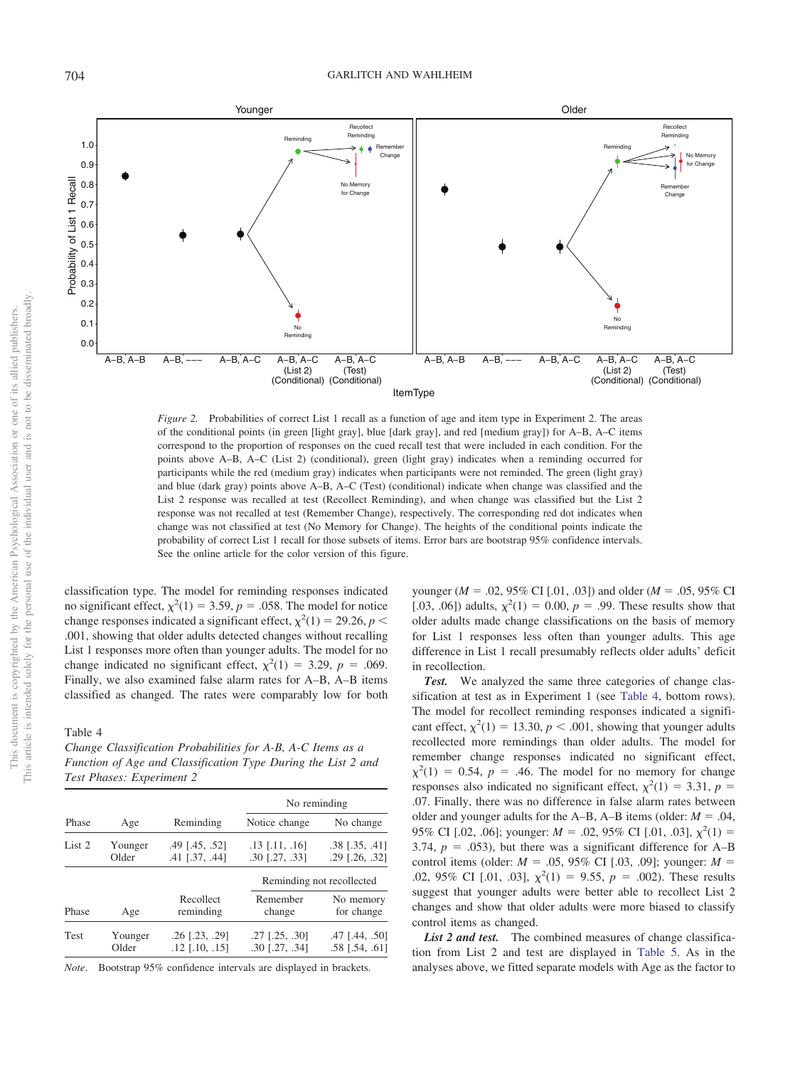*Figure 2.* Probabilities of correct List 1 recall as a function of age and item type in Experiment 2. The areas of the conditional points (in green [light gray], blue [dark gray], and red [medium gray]) for A–B, A–C items correspond to the proportion of responses on the cued recall test that were included in each condition. For the points above A–B, A–C (List 2) (conditional), green (light gray) indicates when a reminding occurred for participants while the red (medium gray) indicates when participants were not reminded. The green (light gray) and blue (dark gray) points above A–B, A–C (Test) (conditional) indicate when change was classified and the List 2 response was recalled at test (Recollect Reminding), and when change was classified but the List 2 response was not recalled at test (Remember Change), respectively. The corresponding red dot indicates when change was not classified at test (No Memory for Change). The heights of the conditional points indicate the probability of correct List 1 recall for those subsets of items. Error bars are bootstrap 95% confidence intervals. See the online article for the color version of this figure.

classification type. The model for reminding responses indicated no significant effect, $\chi^2(1) = 3.59$, $p = .058$. The model for notice change responses indicated a significant effect, $\chi^2(1) = 29.26$, $p < .001$, showing that older adults detected changes without recalling List 1 responses more often than younger adults. The model for no change indicated no significant effect, $\chi^2(1) = 3.29$, $p = .069$. Finally, we also examined false alarm rates for A–B, A–B items classified as changed. The rates were comparably low for both younger ($M = .02$, 95% CI [.01, .03]) and older ($M = .05$, 95% CI [.03, .06]) adults, $\chi^2(1) = 0.00$, $p = .99$. These results show that older adults made change classifications on the basis of memory for List 1 responses less often than younger adults. This age difference in List 1 recall presumably reflects older adults' deficit in recollection.

Table 4
*Change Classification Probabilities for A-B, A-C Items as a Function of Age and Classification Type During the List 2 and Test Phases: Experiment 2*

| Phase | Age | Reminding | No reminding: Notice change | No reminding: No change |
|---|---|---|---|---|
| List 2 | Younger | .49 [.45, .52] | .13 [.11, .16] | .38 [.35, .41] |
| | Older | .41 [.37, .44] | .30 [.27, .33] | .29 [.26, .32] |
| **Phase** | **Age** | **Recollect reminding** | **Reminding not recollected: Remember change** | **Reminding not recollected: No memory for change** |
| Test | Younger | .26 [.23, .29] | .27 [.25, .30] | .47 [.44, .50] |
| | Older | .12 [.10, .15] | .30 [.27, .34] | .58 [.54, .61] |

*Note*. Bootstrap 95% confidence intervals are displayed in brackets.

***Test.*** We analyzed the same three categories of change classification at test as in Experiment 1 (see Table 4, bottom rows). The model for recollect reminding responses indicated a significant effect, $\chi^2(1) = 13.30$, $p < .001$, showing that younger adults recollected more remindings than older adults. The model for remember change responses indicated no significant effect, $\chi^2(1) = 0.54$, $p = .46$. The model for no memory for change responses also indicated no significant effect, $\chi^2(1) = 3.31$, $p = .07$. Finally, there was no difference in false alarm rates between older and younger adults for the A–B, A–B items (older: $M = .04$, 95% CI [.02, .06]; younger: $M = .02$, 95% CI [.01, .03], $\chi^2(1) = 3.74$, $p = .053$), but there was a significant difference for A–B control items (older: $M = .05$, 95% CI [.03, .09]; younger: $M = .02$, 95% CI [.01, .03], $\chi^2(1) = 9.55$, $p = .002$). These results suggest that younger adults were better able to recollect List 2 changes and show that older adults were more biased to classify control items as changed.

***List 2 and test.*** The combined measures of change classification from List 2 and test are displayed in Table 5. As in the analyses above, we fitted separate models with Age as the factor to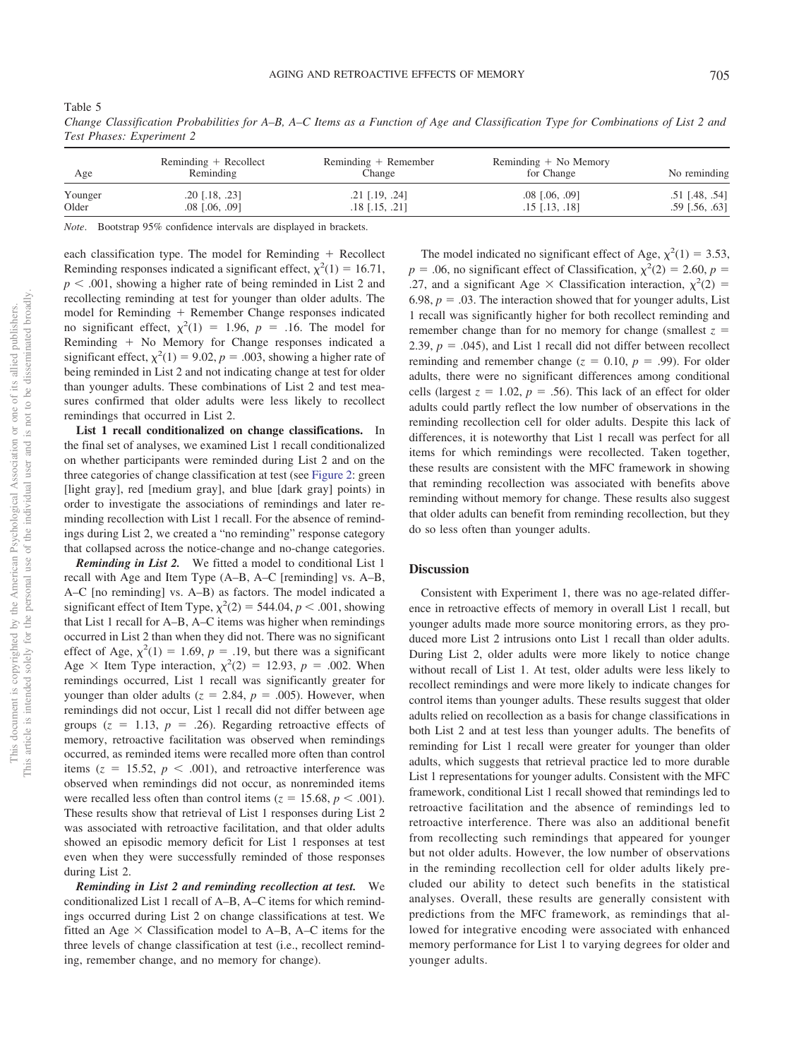Table 5

*Change Classification Probabilities for A–B, A–C Items as a Function of Age and Classification Type for Combinations of List 2 and Test Phases: Experiment 2*

| Age | Reminding + Recollect Reminding | Reminding + Remember Change | Reminding + No Memory for Change | No reminding |
|---|---|---|---|---|
| Younger | .20 [.18, .23] | .21 [.19, .24] | .08 [.06, .09] | .51 [.48, .54] |
| Older | .08 [.06, .09] | .18 [.15, .21] | .15 [.13, .18] | .59 [.56, .63] |

*Note*. Bootstrap 95% confidence intervals are displayed in brackets.

each classification type. The model for Reminding + Recollect Reminding responses indicated a significant effect, $\chi^2(1) = 16.71$, $p < .001$, showing a higher rate of being reminded in List 2 and recollecting reminding at test for younger than older adults. The model for Reminding + Remember Change responses indicated no significant effect, $\chi^2(1) = 1.96$, $p = .16$. The model for Reminding + No Memory for Change responses indicated a significant effect, $\chi^2(1) = 9.02$, $p = .003$, showing a higher rate of being reminded in List 2 and not indicating change at test for older than younger adults. These combinations of List 2 and test measures confirmed that older adults were less likely to recollect remindings that occurred in List 2.

**List 1 recall conditionalized on change classifications.** In the final set of analyses, we examined List 1 recall conditionalized on whether participants were reminded during List 2 and on the three categories of change classification at test (see Figure 2: green [light gray], red [medium gray], and blue [dark gray] points) in order to investigate the associations of remindings and later reminding recollection with List 1 recall. For the absence of remindings during List 2, we created a "no reminding" response category that collapsed across the notice-change and no-change categories.

***Reminding in List 2.*** We fitted a model to conditional List 1 recall with Age and Item Type (A–B, A–C [reminding] vs. A–B, A–C [no reminding] vs. A–B) as factors. The model indicated a significant effect of Item Type, $\chi^2(2) = 544.04$, $p < .001$, showing that List 1 recall for A–B, A–C items was higher when remindings occurred in List 2 than when they did not. There was no significant effect of Age, $\chi^2(1) = 1.69$, $p = .19$, but there was a significant Age × Item Type interaction, $\chi^2(2) = 12.93$, $p = .002$. When remindings occurred, List 1 recall was significantly greater for younger than older adults ($z = 2.84$, $p = .005$). However, when remindings did not occur, List 1 recall did not differ between age groups ($z = 1.13$, $p = .26$). Regarding retroactive effects of memory, retroactive facilitation was observed when remindings occurred, as reminded items were recalled more often than control items ($z = 15.52$, $p < .001$), and retroactive interference was observed when remindings did not occur, as nonreminded items were recalled less often than control items ($z = 15.68$, $p < .001$). These results show that retrieval of List 1 responses during List 2 was associated with retroactive facilitation, and that older adults showed an episodic memory deficit for List 1 responses at test even when they were successfully reminded of those responses during List 2.

***Reminding in List 2 and reminding recollection at test.*** We conditionalized List 1 recall of A–B, A–C items for which remindings occurred during List 2 on change classifications at test. We fitted an Age × Classification model to A–B, A–C items for the three levels of change classification at test (i.e., recollect reminding, remember change, and no memory for change).

The model indicated no significant effect of Age, $\chi^2(1) = 3.53$, $p = .06$, no significant effect of Classification, $\chi^2(2) = 2.60$, $p = .27$, and a significant Age × Classification interaction, $\chi^2(2) = 6.98$, $p = .03$. The interaction showed that for younger adults, List 1 recall was significantly higher for both recollect reminding and remember change than for no memory for change (smallest $z = 2.39$, $p = .045$), and List 1 recall did not differ between recollect reminding and remember change ($z = 0.10$, $p = .99$). For older adults, there were no significant differences among conditional cells (largest $z = 1.02$, $p = .56$). This lack of an effect for older adults could partly reflect the low number of observations in the reminding recollection cell for older adults. Despite this lack of differences, it is noteworthy that List 1 recall was perfect for all items for which remindings were recollected. Taken together, these results are consistent with the MFC framework in showing that reminding recollection was associated with benefits above reminding without memory for change. These results also suggest that older adults can benefit from reminding recollection, but they do so less often than younger adults.

### Discussion

Consistent with Experiment 1, there was no age-related difference in retroactive effects of memory in overall List 1 recall, but younger adults made more source monitoring errors, as they produced more List 2 intrusions onto List 1 recall than older adults. During List 2, older adults were more likely to notice change without recall of List 1. At test, older adults were less likely to recollect remindings and were more likely to indicate changes for control items than younger adults. These results suggest that older adults relied on recollection as a basis for change classifications in both List 2 and at test less than younger adults. The benefits of reminding for List 1 recall were greater for younger than older adults, which suggests that retrieval practice led to more durable List 1 representations for younger adults. Consistent with the MFC framework, conditional List 1 recall showed that remindings led to retroactive facilitation and the absence of remindings led to retroactive interference. There was also an additional benefit from recollecting such remindings that appeared for younger but not older adults. However, the low number of observations in the reminding recollection cell for older adults likely precluded our ability to detect such benefits in the statistical analyses. Overall, these results are generally consistent with predictions from the MFC framework, as remindings that allowed for integrative encoding were associated with enhanced memory performance for List 1 to varying degrees for older and younger adults.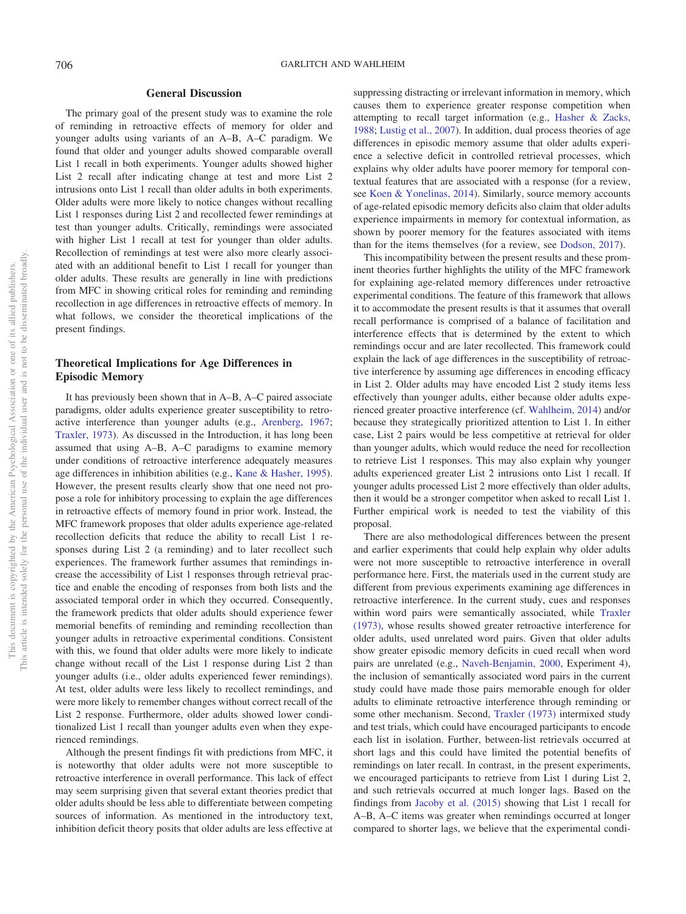## General Discussion

The primary goal of the present study was to examine the role of reminding in retroactive effects of memory for older and younger adults using variants of an A–B, A–C paradigm. We found that older and younger adults showed comparable overall List 1 recall in both experiments. Younger adults showed higher List 2 recall after indicating change at test and more List 2 intrusions onto List 1 recall than older adults in both experiments. Older adults were more likely to notice changes without recalling List 1 responses during List 2 and recollected fewer remindings at test than younger adults. Critically, remindings were associated with higher List 1 recall at test for younger than older adults. Recollection of remindings at test were also more clearly associated with an additional benefit to List 1 recall for younger than older adults. These results are generally in line with predictions from MFC in showing critical roles for reminding and reminding recollection in age differences in retroactive effects of memory. In what follows, we consider the theoretical implications of the present findings.

### Theoretical Implications for Age Differences in Episodic Memory

It has previously been shown that in A–B, A–C paired associate paradigms, older adults experience greater susceptibility to retroactive interference than younger adults (e.g., Arenberg, 1967; Traxler, 1973). As discussed in the Introduction, it has long been assumed that using A–B, A–C paradigms to examine memory under conditions of retroactive interference adequately measures age differences in inhibition abilities (e.g., Kane & Hasher, 1995). However, the present results clearly show that one need not propose a role for inhibitory processing to explain the age differences in retroactive effects of memory found in prior work. Instead, the MFC framework proposes that older adults experience age-related recollection deficits that reduce the ability to recall List 1 responses during List 2 (a reminding) and to later recollect such experiences. The framework further assumes that remindings increase the accessibility of List 1 responses through retrieval practice and enable the encoding of responses from both lists and the associated temporal order in which they occurred. Consequently, the framework predicts that older adults should experience fewer memorial benefits of reminding and reminding recollection than younger adults in retroactive experimental conditions. Consistent with this, we found that older adults were more likely to indicate change without recall of the List 1 response during List 2 than younger adults (i.e., older adults experienced fewer remindings). At test, older adults were less likely to recollect remindings, and were more likely to remember changes without correct recall of the List 2 response. Furthermore, older adults showed lower conditionalized List 1 recall than younger adults even when they experienced remindings.

Although the present findings fit with predictions from MFC, it is noteworthy that older adults were not more susceptible to retroactive interference in overall performance. This lack of effect may seem surprising given that several extant theories predict that older adults should be less able to differentiate between competing sources of information. As mentioned in the introductory text, inhibition deficit theory posits that older adults are less effective at suppressing distracting or irrelevant information in memory, which causes them to experience greater response competition when attempting to recall target information (e.g., Hasher & Zacks, 1988; Lustig et al., 2007). In addition, dual process theories of age differences in episodic memory assume that older adults experience a selective deficit in controlled retrieval processes, which explains why older adults have poorer memory for temporal contextual features that are associated with a response (for a review, see Koen & Yonelinas, 2014). Similarly, source memory accounts of age-related episodic memory deficits also claim that older adults experience impairments in memory for contextual information, as shown by poorer memory for the features associated with items than for the items themselves (for a review, see Dodson, 2017).

This incompatibility between the present results and these prominent theories further highlights the utility of the MFC framework for explaining age-related memory differences under retroactive experimental conditions. The feature of this framework that allows it to accommodate the present results is that it assumes that overall recall performance is comprised of a balance of facilitation and interference effects that is determined by the extent to which remindings occur and are later recollected. This framework could explain the lack of age differences in the susceptibility of retroactive interference by assuming age differences in encoding efficacy in List 2. Older adults may have encoded List 2 study items less effectively than younger adults, either because older adults experienced greater proactive interference (cf. Wahlheim, 2014) and/or because they strategically prioritized attention to List 1. In either case, List 2 pairs would be less competitive at retrieval for older than younger adults, which would reduce the need for recollection to retrieve List 1 responses. This may also explain why younger adults experienced greater List 2 intrusions onto List 1 recall. If younger adults processed List 2 more effectively than older adults, then it would be a stronger competitor when asked to recall List 1. Further empirical work is needed to test the viability of this proposal.

There are also methodological differences between the present and earlier experiments that could help explain why older adults were not more susceptible to retroactive interference in overall performance here. First, the materials used in the current study are different from previous experiments examining age differences in retroactive interference. In the current study, cues and responses within word pairs were semantically associated, while Traxler (1973), whose results showed greater retroactive interference for older adults, used unrelated word pairs. Given that older adults show greater episodic memory deficits in cued recall when word pairs are unrelated (e.g., Naveh-Benjamin, 2000, Experiment 4), the inclusion of semantically associated word pairs in the current study could have made those pairs memorable enough for older adults to eliminate retroactive interference through reminding or some other mechanism. Second, Traxler (1973) intermixed study and test trials, which could have encouraged participants to encode each list in isolation. Further, between-list retrievals occurred at short lags and this could have limited the potential benefits of remindings on later recall. In contrast, in the present experiments, we encouraged participants to retrieve from List 1 during List 2, and such retrievals occurred at much longer lags. Based on the findings from Jacoby et al. (2015) showing that List 1 recall for A–B, A–C items was greater when remindings occurred at longer compared to shorter lags, we believe that the experimental condi-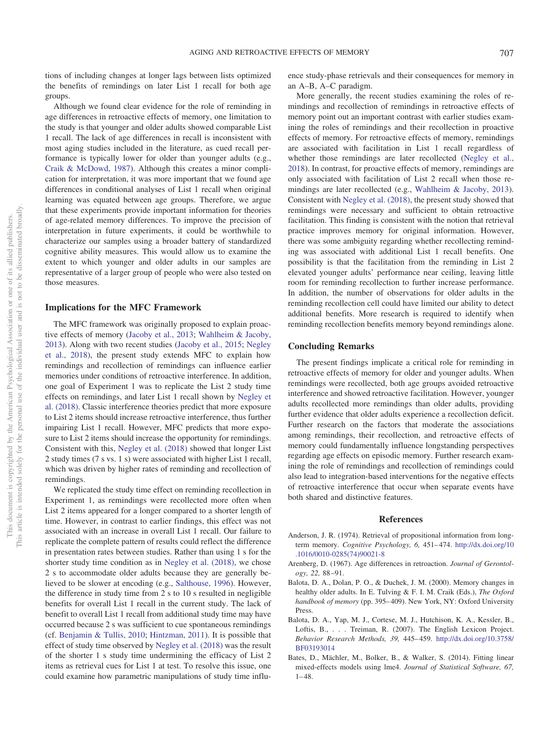tions of including changes at longer lags between lists optimized the benefits of remindings on later List 1 recall for both age groups.

Although we found clear evidence for the role of reminding in age differences in retroactive effects of memory, one limitation to the study is that younger and older adults showed comparable List 1 recall. The lack of age differences in recall is inconsistent with most aging studies included in the literature, as cued recall performance is typically lower for older than younger adults (e.g., Craik & McDowd, 1987). Although this creates a minor complication for interpretation, it was more important that we found age differences in conditional analyses of List 1 recall when original learning was equated between age groups. Therefore, we argue that these experiments provide important information for theories of age-related memory differences. To improve the precision of interpretation in future experiments, it could be worthwhile to characterize our samples using a broader battery of standardized cognitive ability measures. This would allow us to examine the extent to which younger and older adults in our samples are representative of a larger group of people who were also tested on those measures.

## Implications for the MFC Framework

The MFC framework was originally proposed to explain proactive effects of memory (Jacoby et al., 2013; Wahlheim & Jacoby, 2013). Along with two recent studies (Jacoby et al., 2015; Negley et al., 2018), the present study extends MFC to explain how remindings and recollection of remindings can influence earlier memories under conditions of retroactive interference. In addition, one goal of Experiment 1 was to replicate the List 2 study time effects on remindings, and later List 1 recall shown by Negley et al. (2018). Classic interference theories predict that more exposure to List 2 items should increase retroactive interference, thus further impairing List 1 recall. However, MFC predicts that more exposure to List 2 items should increase the opportunity for remindings. Consistent with this, Negley et al. (2018) showed that longer List 2 study times (7 s vs. 1 s) were associated with higher List 1 recall, which was driven by higher rates of reminding and recollection of remindings.

We replicated the study time effect on reminding recollection in Experiment 1, as remindings were recollected more often when List 2 items appeared for a longer compared to a shorter length of time. However, in contrast to earlier findings, this effect was not associated with an increase in overall List 1 recall. Our failure to replicate the complete pattern of results could reflect the difference in presentation rates between studies. Rather than using 1 s for the shorter study time condition as in Negley et al. (2018), we chose 2 s to accommodate older adults because they are generally believed to be slower at encoding (e.g., Salthouse, 1996). However, the difference in study time from 2 s to 10 s resulted in negligible benefits for overall List 1 recall in the current study. The lack of benefit to overall List 1 recall from additional study time may have occurred because 2 s was sufficient to cue spontaneous remindings (cf. Benjamin & Tullis, 2010; Hintzman, 2011). It is possible that effect of study time observed by Negley et al. (2018) was the result of the shorter 1 s study time undermining the efficacy of List 2 items as retrieval cues for List 1 at test. To resolve this issue, one could examine how parametric manipulations of study time influence study-phase retrievals and their consequences for memory in an A–B, A–C paradigm.

More generally, the recent studies examining the roles of remindings and recollection of remindings in retroactive effects of memory point out an important contrast with earlier studies examining the roles of remindings and their recollection in proactive effects of memory. For retroactive effects of memory, remindings are associated with facilitation in List 1 recall regardless of whether those remindings are later recollected (Negley et al., 2018). In contrast, for proactive effects of memory, remindings are only associated with facilitation of List 2 recall when those remindings are later recollected (e.g., Wahlheim & Jacoby, 2013). Consistent with Negley et al. (2018), the present study showed that remindings were necessary and sufficient to obtain retroactive facilitation. This finding is consistent with the notion that retrieval practice improves memory for original information. However, there was some ambiguity regarding whether recollecting reminding was associated with additional List 1 recall benefits. One possibility is that the facilitation from the reminding in List 2 elevated younger adults' performance near ceiling, leaving little room for reminding recollection to further increase performance. In addition, the number of observations for older adults in the reminding recollection cell could have limited our ability to detect additional benefits. More research is required to identify when reminding recollection benefits memory beyond remindings alone.

## Concluding Remarks

The present findings implicate a critical role for reminding in retroactive effects of memory for older and younger adults. When remindings were recollected, both age groups avoided retroactive interference and showed retroactive facilitation. However, younger adults recollected more remindings than older adults, providing further evidence that older adults experience a recollection deficit. Further research on the factors that moderate the associations among remindings, their recollection, and retroactive effects of memory could fundamentally influence longstanding perspectives regarding age effects on episodic memory. Further research examining the role of remindings and recollection of remindings could also lead to integration-based interventions for the negative effects of retroactive interference that occur when separate events have both shared and distinctive features.

## References

Anderson, J. R. (1974). Retrieval of propositional information from long-term memory. *Cognitive Psychology, 6,* 451–474. http://dx.doi.org/10.1016/0010-0285(74)90021-8

Arenberg, D. (1967). Age differences in retroaction. *Journal of Gerontology, 22,* 88–91.

Balota, D. A., Dolan, P. O., & Duchek, J. M. (2000). Memory changes in healthy older adults. In E. Tulving & F. I. M. Craik (Eds.), *The Oxford handbook of memory* (pp. 395–409). New York, NY: Oxford University Press.

Balota, D. A., Yap, M. J., Cortese, M. J., Hutchison, K. A., Kessler, B., Loftis, B., . . . Treiman, R. (2007). The English Lexicon Project. *Behavior Research Methods, 39,* 445–459. http://dx.doi.org/10.3758/BF03193014

Bates, D., Mächler, M., Bolker, B., & Walker, S. (2014). Fitting linear mixed-effects models using lme4. *Journal of Statistical Software, 67,* 1–48.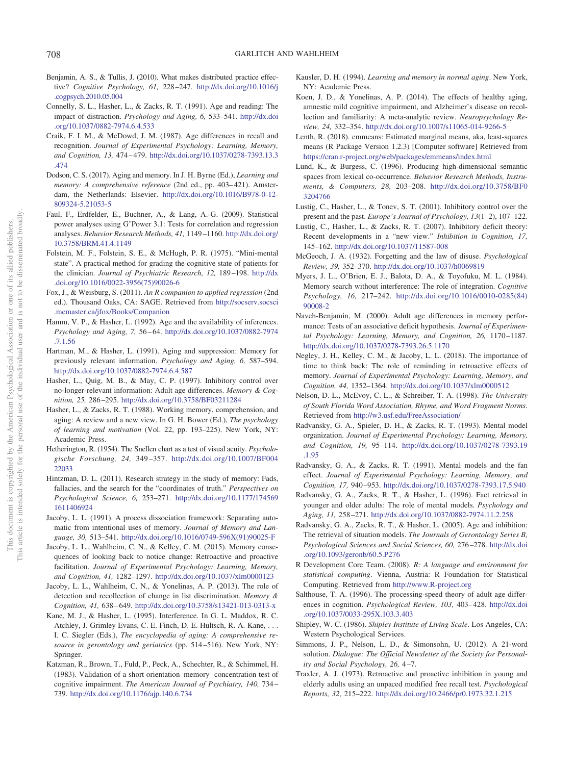Benjamin, A. S., & Tullis, J. (2010). What makes distributed practice effective? *Cognitive Psychology, 61,* 228–247. http://dx.doi.org/10.1016/j.cogpsych.2010.05.004

Connelly, S. L., Hasher, L., & Zacks, R. T. (1991). Age and reading: The impact of distraction. *Psychology and Aging, 6,* 533–541. http://dx.doi.org/10.1037/0882-7974.6.4.533

Craik, F. I. M., & McDowd, J. M. (1987). Age differences in recall and recognition. *Journal of Experimental Psychology: Learning, Memory, and Cognition, 13,* 474–479. http://dx.doi.org/10.1037/0278-7393.13.3.474

Dodson, C. S. (2017). Aging and memory. In J. H. Byrne (Ed.), *Learning and memory: A comprehensive reference* (2nd ed., pp. 403–421). Amsterdam, the Netherlands: Elsevier. http://dx.doi.org/10.1016/B978-0-12-809324-5.21053-5

Faul, F., Erdfelder, E., Buchner, A., & Lang, A.-G. (2009). Statistical power analyses using G*Power 3.1: Tests for correlation and regression analyses. *Behavior Research Methods, 41,* 1149–1160. http://dx.doi.org/10.3758/BRM.41.4.1149

Folstein, M. F., Folstein, S. E., & McHugh, P. R. (1975). "Mini-mental state". A practical method for grading the cognitive state of patients for the clinician. *Journal of Psychiatric Research, 12,* 189–198. http://dx.doi.org/10.1016/0022-3956(75)90026-6

Fox, J., & Weisburg, S. (2011). *An R companion to applied regression* (2nd ed.). Thousand Oaks, CA: SAGE. Retrieved from http://socserv.socsci.mcmaster.ca/jfox/Books/Companion

Hamm, V. P., & Hasher, L. (1992). Age and the availability of inferences. *Psychology and Aging, 7,* 56–64. http://dx.doi.org/10.1037/0882-7974.7.1.56

Hartman, M., & Hasher, L. (1991). Aging and suppression: Memory for previously relevant information. *Psychology and Aging, 6,* 587–594. http://dx.doi.org/10.1037/0882-7974.6.4.587

Hasher, L., Quig, M. B., & May, C. P. (1997). Inhibitory control over no-longer-relevant information: Adult age differences. *Memory & Cognition, 25,* 286–295. http://dx.doi.org/10.3758/BF03211284

Hasher, L., & Zacks, R. T. (1988). Working memory, comprehension, and aging: A review and a new view. In G. H. Bower (Ed.), *The psychology of learning and motivation* (Vol. 22, pp. 193–225). New York, NY: Academic Press.

Hetherington, R. (1954). The Snellen chart as a test of visual acuity. *Psychologische Forschung, 24,* 349–357. http://dx.doi.org/10.1007/BF00422033

Hintzman, D. L. (2011). Research strategy in the study of memory: Fads, fallacies, and the search for the "coordinates of truth." *Perspectives on Psychological Science, 6,* 253–271. http://dx.doi.org/10.1177/1745691611406924

Jacoby, L. L. (1991). A process dissociation framework: Separating automatic from intentional uses of memory. *Journal of Memory and Language, 30,* 513–541. http://dx.doi.org/10.1016/0749-596X(91)90025-F

Jacoby, L. L., Wahlheim, C. N., & Kelley, C. M. (2015). Memory consequences of looking back to notice change: Retroactive and proactive facilitation. *Journal of Experimental Psychology: Learning, Memory, and Cognition, 41,* 1282–1297. http://dx.doi.org/10.1037/xlm0000123

Jacoby, L. L., Wahlheim, C. N., & Yonelinas, A. P. (2013). The role of detection and recollection of change in list discrimination. *Memory & Cognition, 41,* 638–649. http://dx.doi.org/10.3758/s13421-013-0313-x

Kane, M. J., & Hasher, L. (1995). Interference. In G. L. Maddox, R. C. Atchley, J. Grimley Evans, C. E. Finch, D. E. Hultsch, R. A. Kane, . . . I. C. Siegler (Eds.), *The encyclopedia of aging: A comprehensive resource in gerontology and geriatrics* (pp. 514–516). New York, NY: Springer.

Katzman, R., Brown, T., Fuld, P., Peck, A., Schechter, R., & Schimmel, H. (1983). Validation of a short orientation–memory–concentration test of cognitive impairment. *The American Journal of Psychiatry, 140,* 734–739. http://dx.doi.org/10.1176/ajp.140.6.734

Kausler, D. H. (1994). *Learning and memory in normal aging*. New York, NY: Academic Press.

Koen, J. D., & Yonelinas, A. P. (2014). The effects of healthy aging, amnestic mild cognitive impairment, and Alzheimer's disease on recollection and familiarity: A meta-analytic review. *Neuropsychology Review, 24,* 332–354. http://dx.doi.org/10.1007/s11065-014-9266-5

Lenth, R. (2018). emmeans: Estimated marginal means, aka, least-squares means (R Package Version 1.2.3) [Computer software] Retrieved from https://cran.r-project.org/web/packages/emmeans/index.html

Lund, K., & Burgess, C. (1996). Producing high-dimensional semantic spaces from lexical co-occurrence. *Behavior Research Methods, Instruments, & Computers, 28,* 203–208. http://dx.doi.org/10.3758/BF03204766

Lustig, C., Hasher, L., & Tonev, S. T. (2001). Inhibitory control over the present and the past. *Europe's Journal of Psychology, 13*(1–2), 107–122.

Lustig, C., Hasher, L., & Zacks, R. T. (2007). Inhibitory deficit theory: Recent developments in a "new view." *Inhibition in Cognition, 17,* 145–162. http://dx.doi.org/10.1037/11587-008

McGeoch, J. A. (1932). Forgetting and the law of disuse. *Psychological Review, 39,* 352–370. http://dx.doi.org/10.1037/h0069819

Myers, J. L., O'Brien, E. J., Balota, D. A., & Toyofuku, M. L. (1984). Memory search without interference: The role of integration. *Cognitive Psychology, 16,* 217–242. http://dx.doi.org/10.1016/0010-0285(84)90008-2

Naveh-Benjamin, M. (2000). Adult age differences in memory performance: Tests of an associative deficit hypothesis. *Journal of Experimental Psychology: Learning, Memory, and Cognition, 26,* 1170–1187. http://dx.doi.org/10.1037/0278-7393.26.5.1170

Negley, J. H., Kelley, C. M., & Jacoby, L. L. (2018). The importance of time to think back: The role of reminding in retroactive effects of memory. *Journal of Experimental Psychology: Learning, Memory, and Cognition, 44,* 1352–1364. http://dx.doi.org/10.1037/xlm0000512

Nelson, D. L., McEvoy, C. L., & Schreiber, T. A. (1998). *The University of South Florida Word Association, Rhyme, and Word Fragment Norms*. Retrieved from http://w3.usf.edu/FreeAssociation/

Radvansky, G. A., Spieler, D. H., & Zacks, R. T. (1993). Mental model organization. *Journal of Experimental Psychology: Learning, Memory, and Cognition, 19,* 95–114. http://dx.doi.org/10.1037/0278-7393.19.1.95

Radvansky, G. A., & Zacks, R. T. (1991). Mental models and the fan effect. *Journal of Experimental Psychology: Learning, Memory, and Cognition, 17,* 940–953. http://dx.doi.org/10.1037/0278-7393.17.5.940

Radvansky, G. A., Zacks, R. T., & Hasher, L. (1996). Fact retrieval in younger and older adults: The role of mental models. *Psychology and Aging, 11,* 258–271. http://dx.doi.org/10.1037/0882-7974.11.2.258

Radvansky, G. A., Zacks, R. T., & Hasher, L. (2005). Age and inhibition: The retrieval of situation models. *The Journals of Gerontology Series B, Psychological Sciences and Social Sciences, 60,* 276–278. http://dx.doi.org/10.1093/geronb/60.5.P276

R Development Core Team. (2008). *R: A language and environment for statistical computing*. Vienna, Austria: R Foundation for Statistical Computing. Retrieved from http://www.R-project.org

Salthouse, T. A. (1996). The processing-speed theory of adult age differences in cognition. *Psychological Review, 103,* 403–428. http://dx.doi.org/10.1037/0033-295X.103.3.403

Shipley, W. C. (1986). *Shipley Institute of Living Scale*. Los Angeles, CA: Western Psychological Services.

Simmons, J. P., Nelson, L. D., & Simonsohn, U. (2012). A 21-word solution. *Dialogue: The Official Newsletter of the Society for Personality and Social Psychology, 26,* 4–7.

Traxler, A. J. (1973). Retroactive and proactive inhibition in young and elderly adults using an unpaced modified free recall test. *Psychological Reports, 32,* 215–222. http://dx.doi.org/10.2466/pr0.1973.32.1.215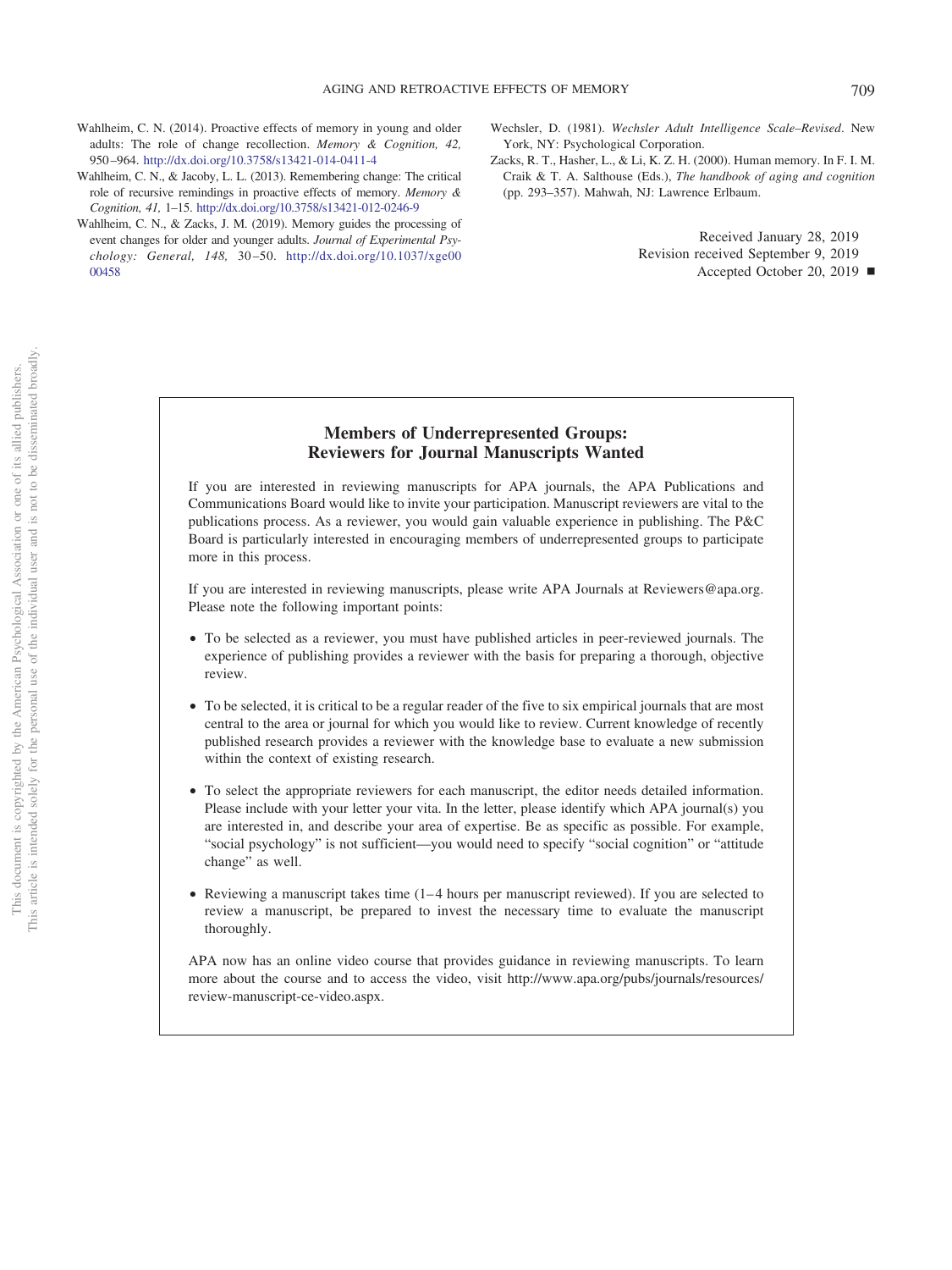Wahlheim, C. N. (2014). Proactive effects of memory in young and older adults: The role of change recollection. *Memory & Cognition, 42,* 950–964. http://dx.doi.org/10.3758/s13421-014-0411-4

Wahlheim, C. N., & Jacoby, L. L. (2013). Remembering change: The critical role of recursive remindings in proactive effects of memory. *Memory & Cognition, 41,* 1–15. http://dx.doi.org/10.3758/s13421-012-0246-9

Wahlheim, C. N., & Zacks, J. M. (2019). Memory guides the processing of event changes for older and younger adults. *Journal of Experimental Psychology: General, 148,* 30–50. http://dx.doi.org/10.1037/xge0000458

Wechsler, D. (1981). *Wechsler Adult Intelligence Scale–Revised*. New York, NY: Psychological Corporation.

Zacks, R. T., Hasher, L., & Li, K. Z. H. (2000). Human memory. In F. I. M. Craik & T. A. Salthouse (Eds.), *The handbook of aging and cognition* (pp. 293–357). Mahwah, NJ: Lawrence Erlbaum.

Received January 28, 2019
Revision received September 9, 2019
Accepted October 20, 2019 ■

## Members of Underrepresented Groups: Reviewers for Journal Manuscripts Wanted

If you are interested in reviewing manuscripts for APA journals, the APA Publications and Communications Board would like to invite your participation. Manuscript reviewers are vital to the publications process. As a reviewer, you would gain valuable experience in publishing. The P&C Board is particularly interested in encouraging members of underrepresented groups to participate more in this process.

If you are interested in reviewing manuscripts, please write APA Journals at Reviewers@apa.org. Please note the following important points:

- To be selected as a reviewer, you must have published articles in peer-reviewed journals. The experience of publishing provides a reviewer with the basis for preparing a thorough, objective review.
- To be selected, it is critical to be a regular reader of the five to six empirical journals that are most central to the area or journal for which you would like to review. Current knowledge of recently published research provides a reviewer with the knowledge base to evaluate a new submission within the context of existing research.
- To select the appropriate reviewers for each manuscript, the editor needs detailed information. Please include with your letter your vita. In the letter, please identify which APA journal(s) you are interested in, and describe your area of expertise. Be as specific as possible. For example, "social psychology" is not sufficient—you would need to specify "social cognition" or "attitude change" as well.
- Reviewing a manuscript takes time (1–4 hours per manuscript reviewed). If you are selected to review a manuscript, be prepared to invest the necessary time to evaluate the manuscript thoroughly.

APA now has an online video course that provides guidance in reviewing manuscripts. To learn more about the course and to access the video, visit http://www.apa.org/pubs/journals/resources/review-manuscript-ce-video.aspx.